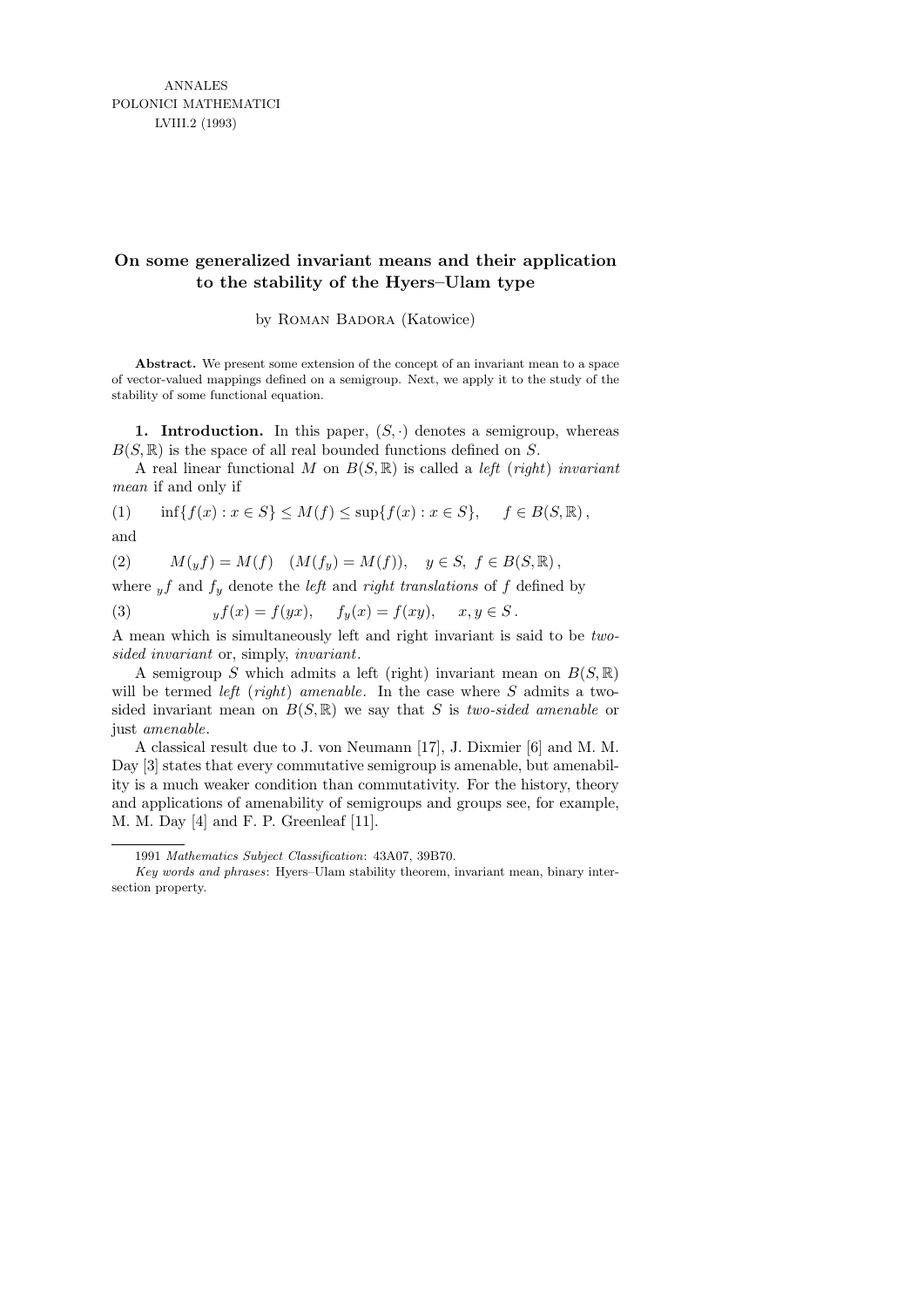ANNALES
POLONICI MATHEMATICI
LVIII.2 (1993)

# On some generalized invariant means and their application to the stability of the Hyers–Ulam type

by Roman Badora (Katowice)

**Abstract.** We present some extension of the concept of an invariant mean to a space of vector-valued mappings defined on a semigroup. Next, we apply it to the study of the stability of some functional equation.

**1. Introduction.** In this paper, $(S, \cdot)$ denotes a semigroup, whereas $B(S, \mathbb{R})$ is the space of all real bounded functions defined on $S$.

A real linear functional $M$ on $B(S, \mathbb{R})$ is called a *left* (*right*) *invariant mean* if and only if

$$\inf\{f(x) : x \in S\} \le M(f) \le \sup\{f(x) : x \in S\}, \qquad f \in B(S, \mathbb{R}), \tag{1}$$

and

$$M({}_yf) = M(f) \quad (M(f_y) = M(f)), \quad y \in S, \ f \in B(S, \mathbb{R}), \tag{2}$$

where ${}_yf$ and $f_y$ denote the *left* and *right translations* of $f$ defined by

$${}_yf(x) = f(yx), \qquad f_y(x) = f(xy), \qquad x, y \in S. \tag{3}$$

A mean which is simultaneously left and right invariant is said to be *two-sided invariant* or, simply, *invariant*.

A semigroup $S$ which admits a left (right) invariant mean on $B(S, \mathbb{R})$ will be termed *left* (*right*) *amenable*. In the case where $S$ admits a two-sided invariant mean on $B(S, \mathbb{R})$ we say that $S$ is *two-sided amenable* or just *amenable*.

A classical result due to J. von Neumann [17], J. Dixmier [6] and M. M. Day [3] states that every commutative semigroup is amenable, but amenability is a much weaker condition than commutativity. For the history, theory and applications of amenability of semigroups and groups see, for example, M. M. Day [4] and F. P. Greenleaf [11].

1991 *Mathematics Subject Classification*: 43A07, 39B70.

*Key words and phrases*: Hyers–Ulam stability theorem, invariant mean, binary intersection property.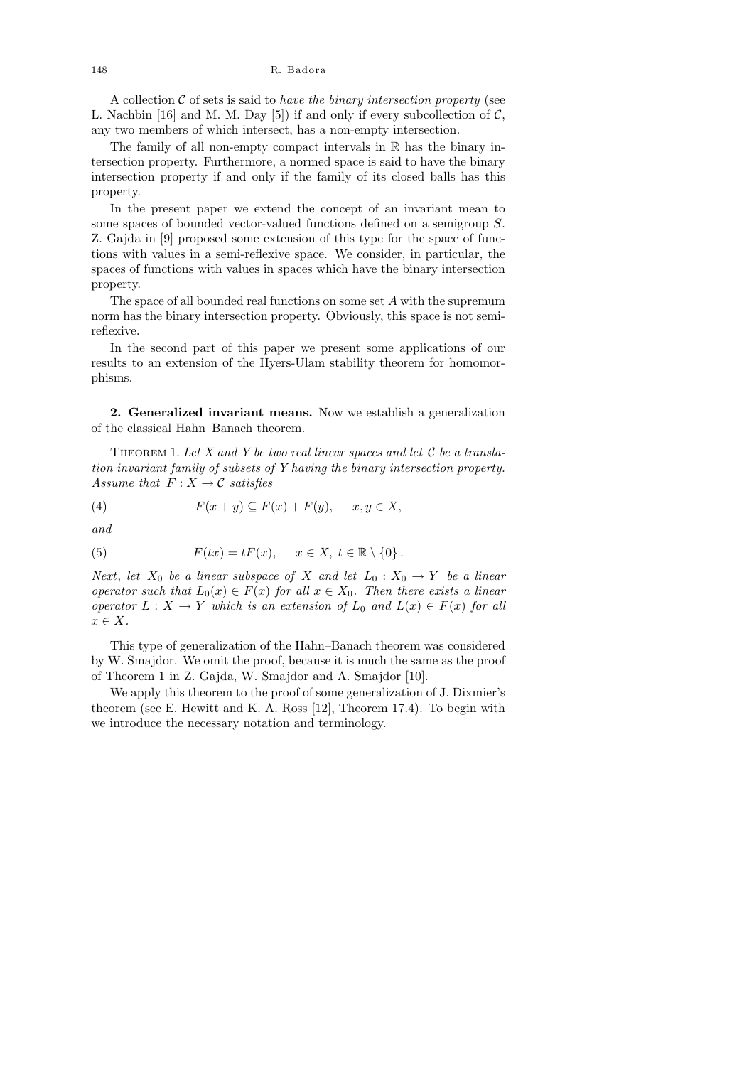A collection $\mathcal{C}$ of sets is said to *have the binary intersection property* (see L. Nachbin [16] and M. M. Day [5]) if and only if every subcollection of $\mathcal{C}$, any two members of which intersect, has a non-empty intersection.

The family of all non-empty compact intervals in $\mathbb{R}$ has the binary intersection property. Furthermore, a normed space is said to have the binary intersection property if and only if the family of its closed balls has this property.

In the present paper we extend the concept of an invariant mean to some spaces of bounded vector-valued functions defined on a semigroup $S$. Z. Gajda in [9] proposed some extension of this type for the space of functions with values in a semi-reflexive space. We consider, in particular, the spaces of functions with values in spaces which have the binary intersection property.

The space of all bounded real functions on some set $A$ with the supremum norm has the binary intersection property. Obviously, this space is not semi-reflexive.

In the second part of this paper we present some applications of our results to an extension of the Hyers-Ulam stability theorem for homomorphisms.

**2. Generalized invariant means.** Now we establish a generalization of the classical Hahn–Banach theorem.

Theorem 1. *Let $X$ and $Y$ be two real linear spaces and let $\mathcal{C}$ be a translation invariant family of subsets of $Y$ having the binary intersection property. Assume that $F : X \to \mathcal{C}$ satisfies*

$$F(x+y) \subseteq F(x) + F(y), \qquad x, y \in X, \tag{4}$$

*and*

$$F(tx) = tF(x), \qquad x \in X,\ t \in \mathbb{R} \setminus \{0\}. \tag{5}$$

*Next, let $X_0$ be a linear subspace of $X$ and let $L_0 : X_0 \to Y$ be a linear operator such that $L_0(x) \in F(x)$ for all $x \in X_0$. Then there exists a linear operator $L : X \to Y$ which is an extension of $L_0$ and $L(x) \in F(x)$ for all $x \in X$.*

This type of generalization of the Hahn–Banach theorem was considered by W. Smajdor. We omit the proof, because it is much the same as the proof of Theorem 1 in Z. Gajda, W. Smajdor and A. Smajdor [10].

We apply this theorem to the proof of some generalization of J. Dixmier's theorem (see E. Hewitt and K. A. Ross [12], Theorem 17.4). To begin with we introduce the necessary notation and terminology.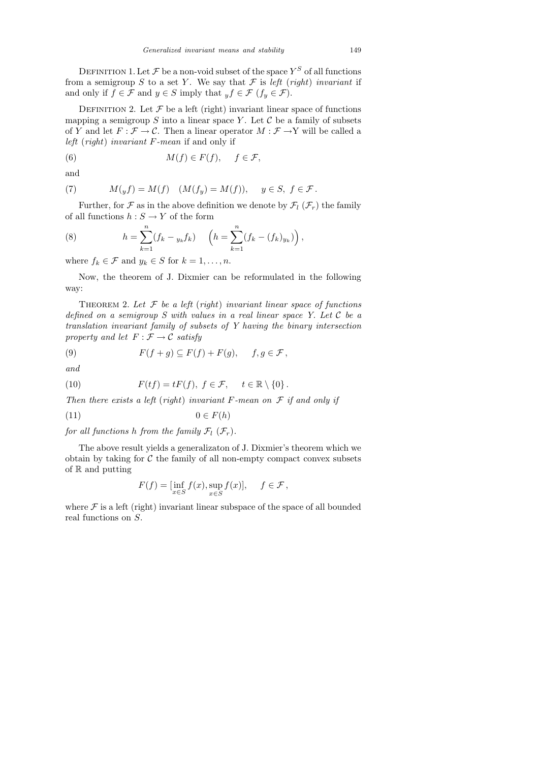Definition 1. Let $\mathcal{F}$ be a non-void subset of the space $Y^S$ of all functions from a semigroup $S$ to a set $Y$. We say that $\mathcal{F}$ is *left* (*right*) *invariant* if and only if $f \in \mathcal{F}$ and $y \in S$ imply that ${}_y f \in \mathcal{F}$ ($f_y \in \mathcal{F}$).

Definition 2. Let $\mathcal{F}$ be a left (right) invariant linear space of functions mapping a semigroup $S$ into a linear space $Y$. Let $\mathcal{C}$ be a family of subsets of $Y$ and let $F : \mathcal{F} \to \mathcal{C}$. Then a linear operator $M : \mathcal{F} \to Y$ will be called a *left* (*right*) *invariant $F$-mean* if and only if

$$M(f) \in F(f), \qquad f \in \mathcal{F}, \tag{6}$$

and

$$M({}_y f) = M(f) \quad (M(f_y) = M(f)), \qquad y \in S,\ f \in \mathcal{F}\,. \tag{7}$$

Further, for $\mathcal{F}$ as in the above definition we denote by $\mathcal{F}_l$ ($\mathcal{F}_r$) the family of all functions $h : S \to Y$ of the form

$$h = \sum_{k=1}^{n} (f_k - {}_{y_k} f_k) \qquad \Big(h = \sum_{k=1}^{n} (f_k - (f_k)_{y_k})\Big)\,, \tag{8}$$

where $f_k \in \mathcal{F}$ and $y_k \in S$ for $k = 1, \ldots, n$.

Now, the theorem of J. Dixmier can be reformulated in the following way:

Theorem 2. *Let $\mathcal{F}$ be a left* (*right*) *invariant linear space of functions defined on a semigroup $S$ with values in a real linear space $Y$. Let $\mathcal{C}$ be a translation invariant family of subsets of $Y$ having the binary intersection property and let $F : \mathcal{F} \to \mathcal{C}$ satisfy*

$$F(f + g) \subseteq F(f) + F(g), \qquad f, g \in \mathcal{F}\,, \tag{9}$$

*and*

$$F(tf) = tF(f),\ f \in \mathcal{F}, \qquad t \in \mathbb{R} \setminus \{0\}\,. \tag{10}$$

*Then there exists a left* (*right*) *invariant $F$-mean on $\mathcal{F}$ if and only if*

$$0 \in F(h) \tag{11}$$

*for all functions $h$ from the family $\mathcal{F}_l$ ($\mathcal{F}_r$).*

The above result yields a generalizaton of J. Dixmier's theorem which we obtain by taking for $\mathcal{C}$ the family of all non-empty compact convex subsets of $\mathbb{R}$ and putting

$$F(f) = [\inf_{x \in S} f(x), \sup_{x \in S} f(x)], \qquad f \in \mathcal{F}\,,$$

where $\mathcal{F}$ is a left (right) invariant linear subspace of the space of all bounded real functions on $S$.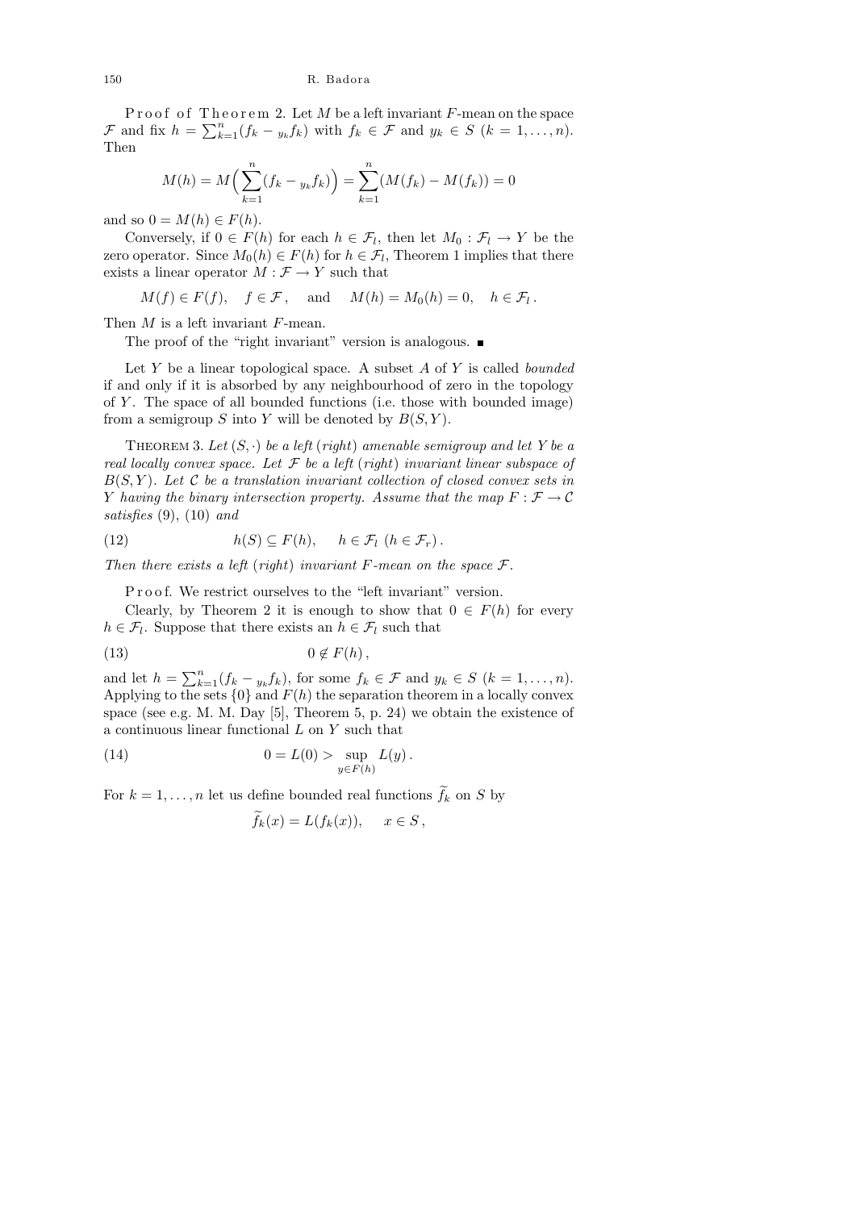Proof of Theorem 2. Let $M$ be a left invariant $F$-mean on the space $\mathcal{F}$ and fix $h = \sum_{k=1}^{n}(f_k - {}_{y_k}f_k)$ with $f_k \in \mathcal{F}$ and $y_k \in S$ $(k = 1, \ldots, n)$. Then

$$M(h) = M\Big(\sum_{k=1}^{n}(f_k - {}_{y_k}f_k)\Big) = \sum_{k=1}^{n}(M(f_k) - M(f_k)) = 0$$

and so $0 = M(h) \in F(h)$.

Conversely, if $0 \in F(h)$ for each $h \in \mathcal{F}_l$, then let $M_0 : \mathcal{F}_l \to Y$ be the zero operator. Since $M_0(h) \in F(h)$ for $h \in \mathcal{F}_l$, Theorem 1 implies that there exists a linear operator $M : \mathcal{F} \to Y$ such that

$$M(f) \in F(f), \quad f \in \mathcal{F}, \quad \text{and} \quad M(h) = M_0(h) = 0, \quad h \in \mathcal{F}_l\,.$$

Then $M$ is a left invariant $F$-mean.

The proof of the "right invariant" version is analogous. ■

Let $Y$ be a linear topological space. A subset $A$ of $Y$ is called *bounded* if and only if it is absorbed by any neighbourhood of zero in the topology of $Y$. The space of all bounded functions (i.e. those with bounded image) from a semigroup $S$ into $Y$ will be denoted by $B(S, Y)$.

Theorem 3. *Let $(S, \cdot)$ be a left (right) amenable semigroup and let $Y$ be a real locally convex space. Let $\mathcal{F}$ be a left (right) invariant linear subspace of $B(S, Y)$. Let $\mathcal{C}$ be a translation invariant collection of closed convex sets in $Y$ having the binary intersection property. Assume that the map $F : \mathcal{F} \to \mathcal{C}$ satisfies* (9), (10) *and*

$$h(S) \subseteq F(h), \quad h \in \mathcal{F}_l \ (h \in \mathcal{F}_r)\,. \tag{12}$$

*Then there exists a left (right) invariant $F$-mean on the space $\mathcal{F}$.*

Proof. We restrict ourselves to the "left invariant" version.

Clearly, by Theorem 2 it is enough to show that $0 \in F(h)$ for every $h \in \mathcal{F}_l$. Suppose that there exists an $h \in \mathcal{F}_l$ such that

$$0 \notin F(h)\,, \tag{13}$$

and let $h = \sum_{k=1}^{n}(f_k - {}_{y_k}f_k)$, for some $f_k \in \mathcal{F}$ and $y_k \in S$ $(k = 1, \ldots, n)$. Applying to the sets $\{0\}$ and $F(h)$ the separation theorem in a locally convex space (see e.g. M. M. Day [5], Theorem 5, p. 24) we obtain the existence of a continuous linear functional $L$ on $Y$ such that

$$0 = L(0) > \sup_{y \in F(h)} L(y)\,. \tag{14}$$

For $k = 1, \ldots, n$ let us define bounded real functions $\widetilde{f}_k$ on $S$ by

$$\widetilde{f}_k(x) = L(f_k(x)), \quad x \in S\,,$$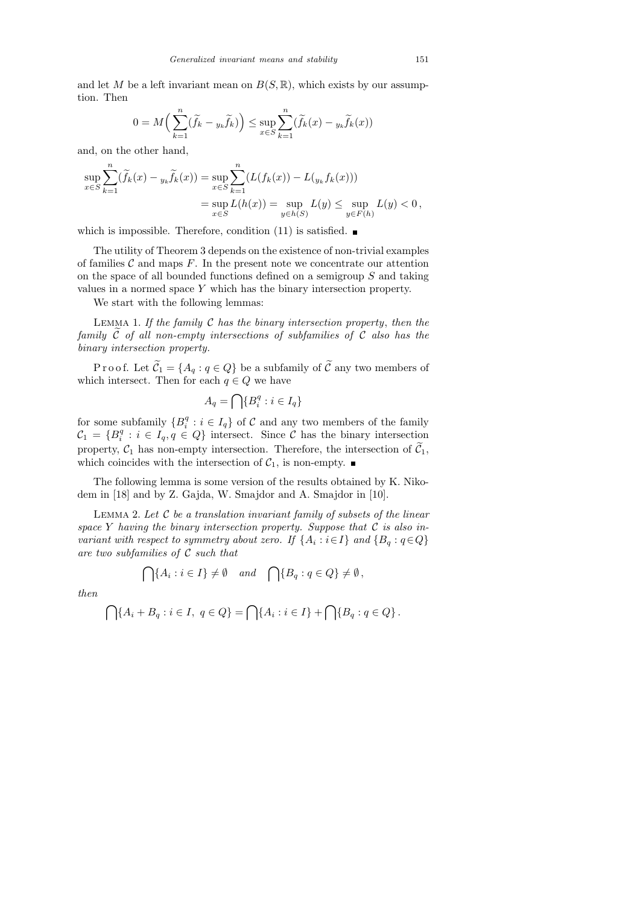and let $M$ be a left invariant mean on $B(S,\mathbb{R})$, which exists by our assumption. Then

$$0 = M\Big(\sum_{k=1}^{n}(\widetilde{f}_k - {}_{y_k}\widetilde{f}_k)\Big) \le \sup_{x\in S}\sum_{k=1}^{n}(\widetilde{f}_k(x) - {}_{y_k}\widetilde{f}_k(x))$$

and, on the other hand,

$$\begin{aligned}\sup_{x\in S}\sum_{k=1}^{n}(\widetilde{f}_k(x) - {}_{y_k}\widetilde{f}_k(x)) &= \sup_{x\in S}\sum_{k=1}^{n}(L(f_k(x)) - L({}_{y_k}f_k(x)))\\ &= \sup_{x\in S} L(h(x)) = \sup_{y\in h(S)} L(y) \le \sup_{y\in F(h)} L(y) < 0\,,\end{aligned}$$

which is impossible. Therefore, condition (11) is satisfied. ∎

The utility of Theorem 3 depends on the existence of non-trivial examples of families $\mathcal{C}$ and maps $F$. In the present note we concentrate our attention on the space of all bounded functions defined on a semigroup $S$ and taking values in a normed space $Y$ which has the binary intersection property.

We start with the following lemmas:

Lemma 1. *If the family $\mathcal{C}$ has the binary intersection property, then the family $\widetilde{\mathcal{C}}$ of all non-empty intersections of subfamilies of $\mathcal{C}$ also has the binary intersection property.*

Proof. Let $\widetilde{\mathcal{C}}_1 = \{A_q : q \in Q\}$ be a subfamily of $\widetilde{\mathcal{C}}$ any two members of which intersect. Then for each $q \in Q$ we have

$$A_q = \bigcap\{B_i^q : i \in I_q\}$$

for some subfamily $\{B_i^q : i \in I_q\}$ of $\mathcal{C}$ and any two members of the family $\mathcal{C}_1 = \{B_i^q : i \in I_q, q \in Q\}$ intersect. Since $\mathcal{C}$ has the binary intersection property, $\mathcal{C}_1$ has non-empty intersection. Therefore, the intersection of $\widetilde{\mathcal{C}}_1$, which coincides with the intersection of $\mathcal{C}_1$, is non-empty. ∎

The following lemma is some version of the results obtained by K. Nikodem in [18] and by Z. Gajda, W. Smajdor and A. Smajdor in [10].

Lemma 2. *Let $\mathcal{C}$ be a translation invariant family of subsets of the linear space $Y$ having the binary intersection property. Suppose that $\mathcal{C}$ is also invariant with respect to symmetry about zero. If $\{A_i : i\in I\}$ and $\{B_q : q\in Q\}$ are two subfamilies of $\mathcal{C}$ such that*

$$\bigcap\{A_i : i \in I\} \neq \emptyset \quad \textit{and} \quad \bigcap\{B_q : q \in Q\} \neq \emptyset\,,$$

*then*

$$\bigcap\{A_i + B_q : i \in I,\ q \in Q\} = \bigcap\{A_i : i \in I\} + \bigcap\{B_q : q \in Q\}\,.$$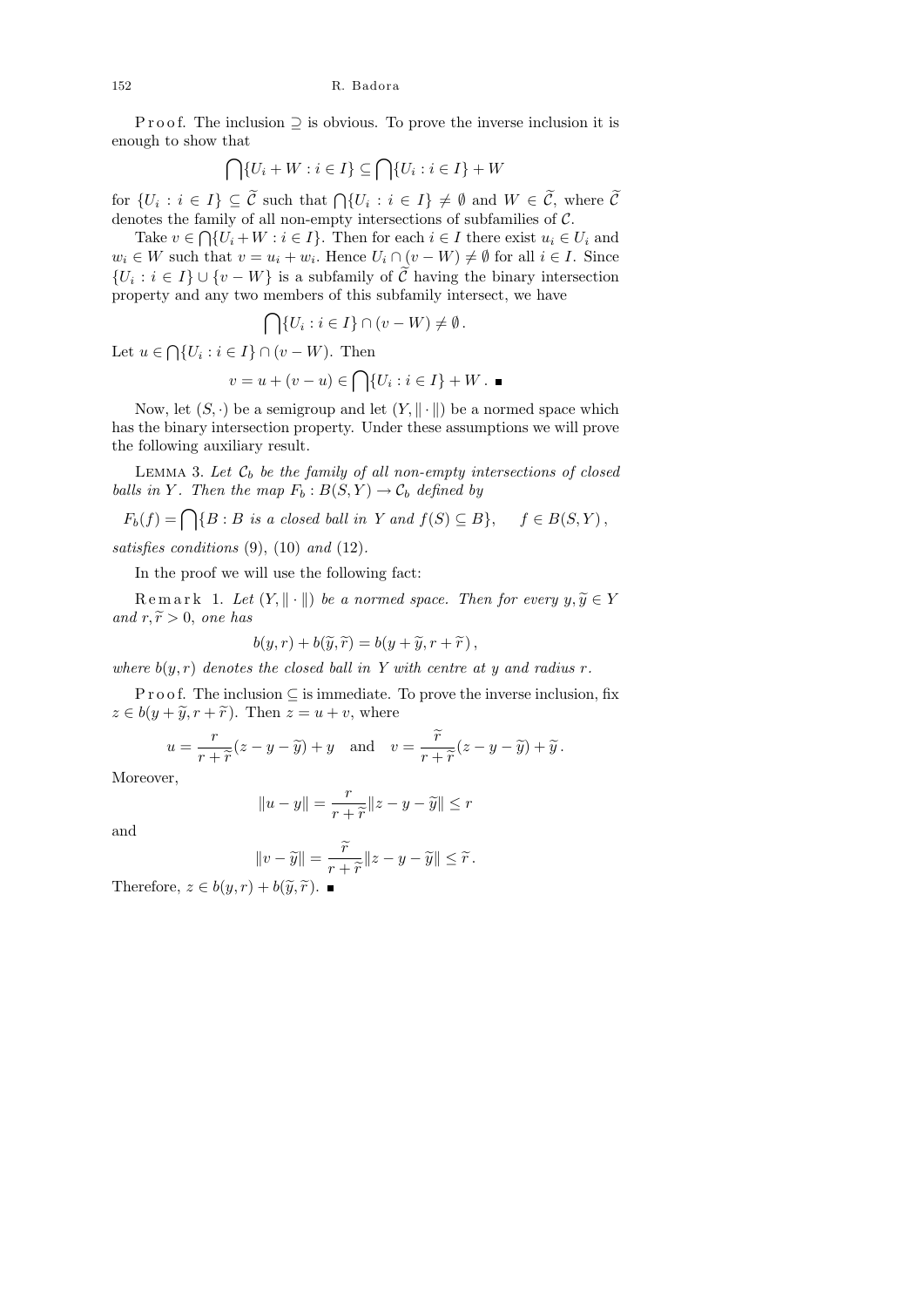Proof. The inclusion $\supseteq$ is obvious. To prove the inverse inclusion it is enough to show that

$$\bigcap\{U_i + W : i \in I\} \subseteq \bigcap\{U_i : i \in I\} + W$$

for $\{U_i : i \in I\} \subseteq \widetilde{\mathcal{C}}$ such that $\bigcap\{U_i : i \in I\} \neq \emptyset$ and $W \in \widetilde{\mathcal{C}}$, where $\widetilde{\mathcal{C}}$ denotes the family of all non-empty intersections of subfamilies of $\mathcal{C}$.

Take $v \in \bigcap\{U_i + W : i \in I\}$. Then for each $i \in I$ there exist $u_i \in U_i$ and $w_i \in W$ such that $v = u_i + w_i$. Hence $U_i \cap (v - W) \neq \emptyset$ for all $i \in I$. Since $\{U_i : i \in I\} \cup \{v - W\}$ is a subfamily of $\widetilde{\mathcal{C}}$ having the binary intersection property and any two members of this subfamily intersect, we have

$$\bigcap\{U_i : i \in I\} \cap (v - W) \neq \emptyset .$$

Let $u \in \bigcap\{U_i : i \in I\} \cap (v - W)$. Then

$$v = u + (v - u) \in \bigcap\{U_i : i \in I\} + W . \ \blacksquare$$

Now, let $(S, \cdot)$ be a semigroup and let $(Y, \|\cdot\|)$ be a normed space which has the binary intersection property. Under these assumptions we will prove the following auxiliary result.

LEMMA 3. *Let $\mathcal{C}_b$ be the family of all non-empty intersections of closed balls in $Y$. Then the map $F_b : B(S,Y) \to \mathcal{C}_b$ defined by*

$$F_b(f) = \bigcap\{B : B \text{ is a closed ball in } Y \text{ and } f(S) \subseteq B\}, \qquad f \in B(S,Y),$$

*satisfies conditions* (9), (10) *and* (12).

In the proof we will use the following fact:

Remark 1. *Let $(Y, \|\cdot\|)$ be a normed space. Then for every $y, \widetilde{y} \in Y$ and $r, \widetilde{r} > 0$, one has*

$$b(y, r) + b(\widetilde{y}, \widetilde{r}) = b(y + \widetilde{y}, r + \widetilde{r}),$$

*where $b(y, r)$ denotes the closed ball in $Y$ with centre at $y$ and radius $r$.*

Proof. The inclusion $\subseteq$ is immediate. To prove the inverse inclusion, fix $z \in b(y + \widetilde{y}, r + \widetilde{r})$. Then $z = u + v$, where

$$u = \frac{r}{r + \widetilde{r}}(z - y - \widetilde{y}) + y \quad \text{and} \quad v = \frac{\widetilde{r}}{r + \widetilde{r}}(z - y - \widetilde{y}) + \widetilde{y} .$$

Moreover,

$$\|u - y\| = \frac{r}{r + \widetilde{r}}\|z - y - \widetilde{y}\| \leq r$$

and

$$\|v - \widetilde{y}\| = \frac{\widetilde{r}}{r + \widetilde{r}}\|z - y - \widetilde{y}\| \leq \widetilde{r} .$$

Therefore, $z \in b(y, r) + b(\widetilde{y}, \widetilde{r})$. $\blacksquare$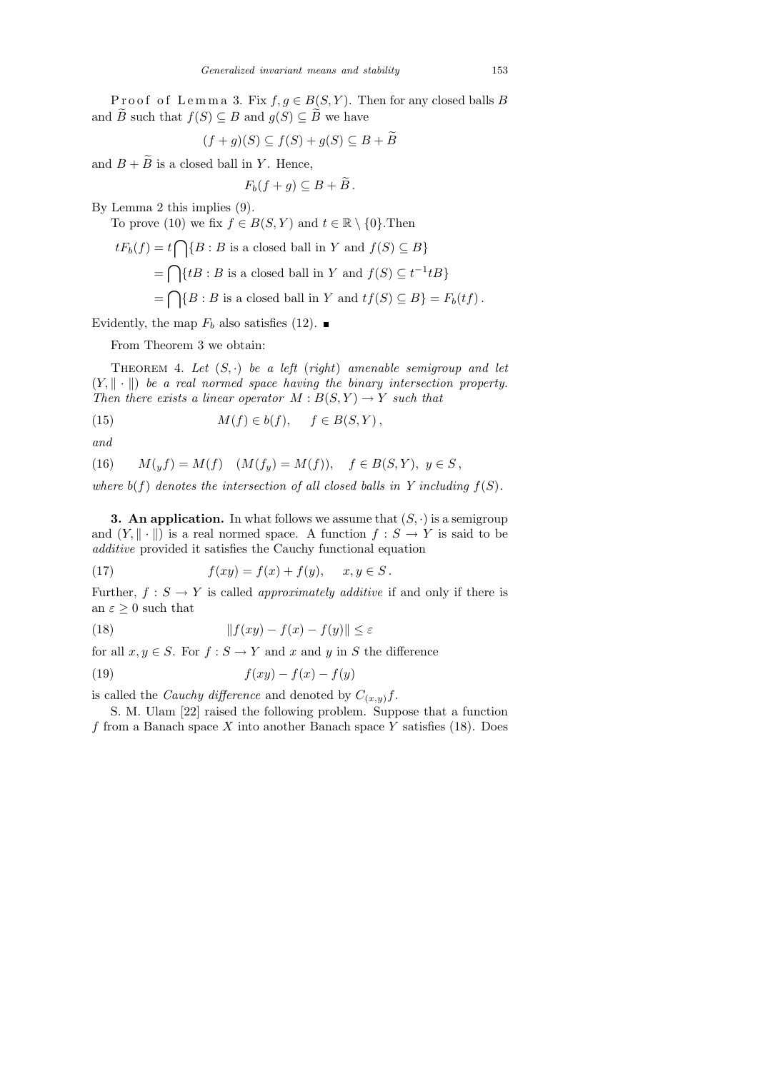Proof of Lemma 3. Fix $f, g \in B(S,Y)$. Then for any closed balls $B$ and $\widetilde{B}$ such that $f(S) \subseteq B$ and $g(S) \subseteq \widetilde{B}$ we have

$$(f+g)(S) \subseteq f(S) + g(S) \subseteq B + \widetilde{B}$$

and $B + \widetilde{B}$ is a closed ball in $Y$. Hence,

$$F_b(f+g) \subseteq B + \widetilde{B}.$$

By Lemma 2 this implies (9).

To prove (10) we fix $f \in B(S,Y)$ and $t \in \mathbb{R} \setminus \{0\}$. Then

$$\begin{aligned} tF_b(f) &= t\bigcap\{B : B \text{ is a closed ball in } Y \text{ and } f(S) \subseteq B\} \\ &= \bigcap\{tB : B \text{ is a closed ball in } Y \text{ and } f(S) \subseteq t^{-1}tB\} \\ &= \bigcap\{B : B \text{ is a closed ball in } Y \text{ and } tf(S) \subseteq B\} = F_b(tf). \end{aligned}$$

Evidently, the map $F_b$ also satisfies (12). ■

From Theorem 3 we obtain:

Theorem 4. *Let $(S,\cdot)$ be a left (right) amenable semigroup and let $(Y, \|\cdot\|)$ be a real normed space having the binary intersection property. Then there exists a linear operator $M : B(S,Y) \to Y$ such that*

$$M(f) \in b(f), \quad f \in B(S,Y), \tag{15}$$

*and*

$$M({}_yf) = M(f) \quad (M(f_y) = M(f)), \quad f \in B(S,Y),\ y \in S, \tag{16}$$

*where $b(f)$ denotes the intersection of all closed balls in $Y$ including $f(S)$.*

## 3. An application.

In what follows we assume that $(S,\cdot)$ is a semigroup and $(Y, \|\cdot\|)$ is a real normed space. A function $f : S \to Y$ is said to be *additive* provided it satisfies the Cauchy functional equation

$$f(xy) = f(x) + f(y), \quad x, y \in S. \tag{17}$$

Further, $f : S \to Y$ is called *approximately additive* if and only if there is an $\varepsilon \geq 0$ such that

$$\|f(xy) - f(x) - f(y)\| \leq \varepsilon \tag{18}$$

for all $x, y \in S$. For $f : S \to Y$ and $x$ and $y$ in $S$ the difference

$$f(xy) - f(x) - f(y) \tag{19}$$

is called the *Cauchy difference* and denoted by $C_{(x,y)}f$.

S. M. Ulam [22] raised the following problem. Suppose that a function $f$ from a Banach space $X$ into another Banach space $Y$ satisfies (18). Does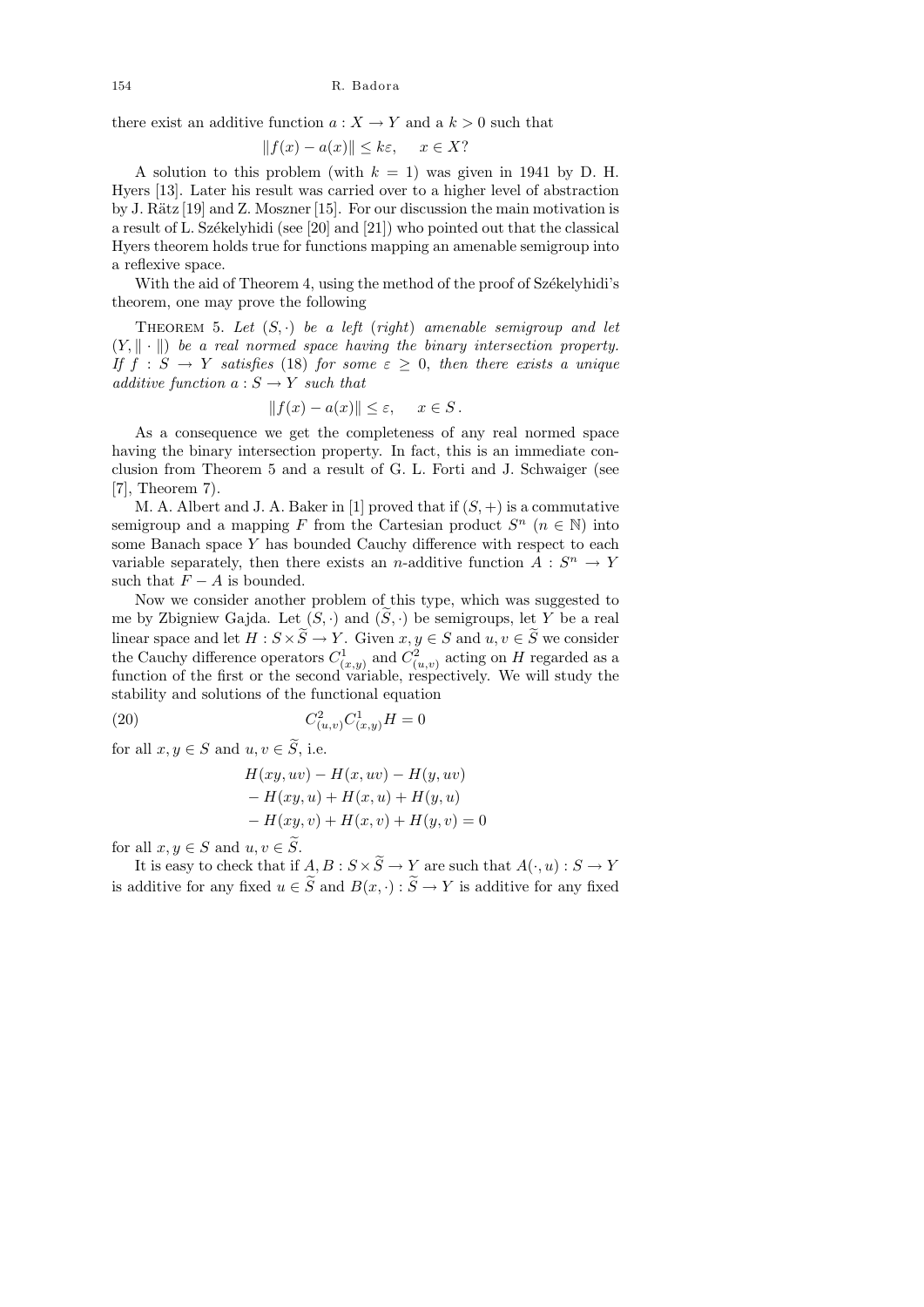there exist an additive function $a : X \to Y$ and a $k > 0$ such that

$$\|f(x) - a(x)\| \le k\varepsilon, \quad x \in X?$$

A solution to this problem (with $k = 1$) was given in 1941 by D. H. Hyers [13]. Later his result was carried over to a higher level of abstraction by J. Rätz [19] and Z. Moszner [15]. For our discussion the main motivation is a result of L. Székelyhidi (see [20] and [21]) who pointed out that the classical Hyers theorem holds true for functions mapping an amenable semigroup into a reflexive space.

With the aid of Theorem 4, using the method of the proof of Székelyhidi's theorem, one may prove the following

Theorem 5. *Let $(S, \cdot)$ be a left (right) amenable semigroup and let $(Y, \|\cdot\|)$ be a real normed space having the binary intersection property. If $f : S \to Y$ satisfies* (18) *for some $\varepsilon \ge 0$, then there exists a unique additive function $a : S \to Y$ such that*

$$\|f(x) - a(x)\| \le \varepsilon, \quad x \in S.$$

As a consequence we get the completeness of any real normed space having the binary intersection property. In fact, this is an immediate conclusion from Theorem 5 and a result of G. L. Forti and J. Schwaiger (see [7], Theorem 7).

M. A. Albert and J. A. Baker in [1] proved that if $(S, +)$ is a commutative semigroup and a mapping $F$ from the Cartesian product $S^n$ ($n \in \mathbb{N}$) into some Banach space $Y$ has bounded Cauchy difference with respect to each variable separately, then there exists an $n$-additive function $A : S^n \to Y$ such that $F - A$ is bounded.

Now we consider another problem of this type, which was suggested to me by Zbigniew Gajda. Let $(S, \cdot)$ and $(\widetilde{S}, \cdot)$ be semigroups, let $Y$ be a real linear space and let $H : S \times \widetilde{S} \to Y$. Given $x, y \in S$ and $u, v \in \widetilde{S}$ we consider the Cauchy difference operators $C^1_{(x,y)}$ and $C^2_{(u,v)}$ acting on $H$ regarded as a function of the first or the second variable, respectively. We will study the stability and solutions of the functional equation

$$C^2_{(u,v)} C^1_{(x,y)} H = 0 \tag{20}$$

for all $x, y \in S$ and $u, v \in \widetilde{S}$, i.e.

$$\begin{aligned} &H(xy, uv) - H(x, uv) - H(y, uv) \\ &- H(xy, u) + H(x, u) + H(y, u) \\ &- H(xy, v) + H(x, v) + H(y, v) = 0 \end{aligned}$$

for all $x, y \in S$ and $u, v \in \widetilde{S}$.

It is easy to check that if $A, B : S \times \widetilde{S} \to Y$ are such that $A(\cdot, u) : S \to Y$ is additive for any fixed $u \in \widetilde{S}$ and $B(x, \cdot) : \widetilde{S} \to Y$ is additive for any fixed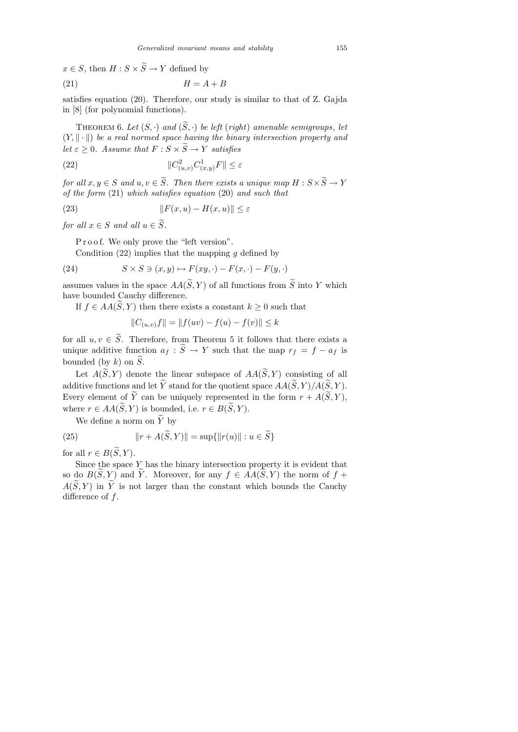$x \in S$, then $H : S \times \widetilde{S} \to Y$ defined by

$$H = A + B \tag{21}$$

satisfies equation (20). Therefore, our study is similar to that of Z. Gajda in [8] (for polynomial functions).

Theorem 6. *Let $(S, \cdot)$ and $(\widetilde{S}, \cdot)$ be left* (*right*) *amenable semigroups*, *let $(Y, \|\cdot\|)$ be a real normed space having the binary intersection property and let $\varepsilon \geq 0$. Assume that $F : S \times \widetilde{S} \to Y$ satisfies*

$$\|C^2_{(u,v)} C^1_{(x,y)} F\| \leq \varepsilon \tag{22}$$

*for all $x, y \in S$ and $u, v \in \widetilde{S}$. Then there exists a unique map $H : S \times \widetilde{S} \to Y$ of the form* (21) *which satisfies equation* (20) *and such that*

$$\|F(x, u) - H(x, u)\| \leq \varepsilon \tag{23}$$

*for all $x \in S$ and all $u \in \widetilde{S}$.*

Proof. We only prove the "left version".

Condition (22) implies that the mapping $g$ defined by

$$S \times S \ni (x, y) \mapsto F(xy, \cdot) - F(x, \cdot) - F(y, \cdot) \tag{24}$$

assumes values in the space $AA(\widetilde{S}, Y)$ of all functions from $\widetilde{S}$ into $Y$ which have bounded Cauchy difference.

If $f \in AA(\widetilde{S}, Y)$ then there exists a constant $k \geq 0$ such that

$$\|C_{(u,v)} f\| = \|f(uv) - f(u) - f(v)\| \leq k$$

for all $u, v \in \widetilde{S}$. Therefore, from Theorem 5 it follows that there exists a unique additive function $a_f : \widetilde{S} \to Y$ such that the map $r_f = f - a_f$ is bounded (by $k$) on $\widetilde{S}$.

Let $A(\widetilde{S}, Y)$ denote the linear subspace of $AA(\widetilde{S}, Y)$ consisting of all additive functions and let $\widetilde{Y}$ stand for the quotient space $AA(\widetilde{S}, Y)/A(\widetilde{S}, Y)$. Every element of $\widetilde{Y}$ can be uniquely represented in the form $r + A(\widetilde{S}, Y)$, where $r \in AA(\widetilde{S}, Y)$ is bounded, i.e. $r \in B(\widetilde{S}, Y)$.

We define a norm on $\widetilde{Y}$ by

$$\|r + A(\widetilde{S}, Y)\| = \sup\{\|r(u)\| : u \in \widetilde{S}\} \tag{25}$$

for all $r \in B(\widetilde{S}, Y)$.

Since the space $Y$ has the binary intersection property it is evident that so do $B(\widetilde{S}, Y)$ and $\widetilde{Y}$. Moreover, for any $f \in AA(\widetilde{S}, Y)$ the norm of $f + A(\widetilde{S}, Y)$ in $\widetilde{Y}$ is not larger than the constant which bounds the Cauchy difference of $f$.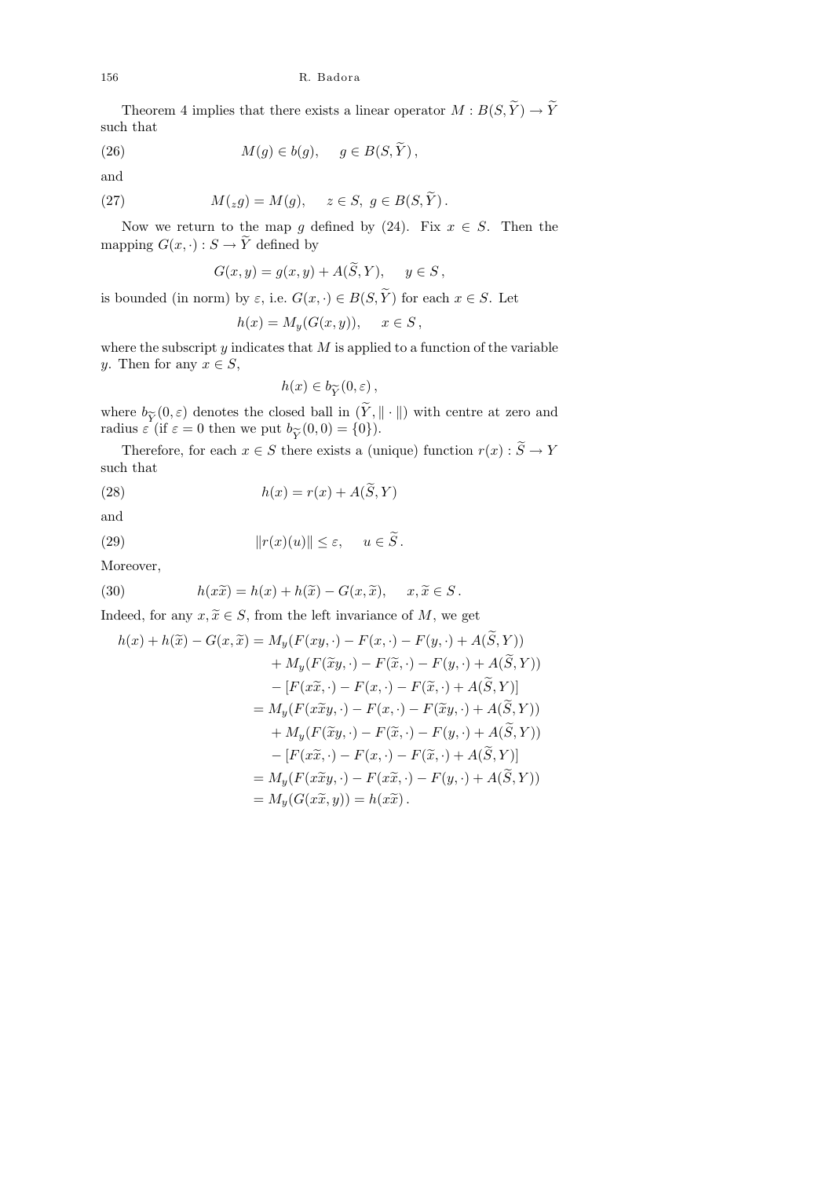Theorem 4 implies that there exists a linear operator $M : B(S,\widetilde{Y}) \to \widetilde{Y}$ such that

$$M(g) \in b(g), \quad g \in B(S,\widetilde{Y}), \tag{26}$$

and

$$M({}_z g) = M(g), \quad z \in S,\ g \in B(S,\widetilde{Y}). \tag{27}$$

Now we return to the map $g$ defined by (24). Fix $x \in S$. Then the mapping $G(x,\cdot) : S \to \widetilde{Y}$ defined by

$$G(x,y) = g(x,y) + A(\widetilde{S},Y), \quad y \in S,$$

is bounded (in norm) by $\varepsilon$, i.e. $G(x,\cdot) \in B(S,\widetilde{Y})$ for each $x \in S$. Let

$$h(x) = M_y(G(x,y)), \quad x \in S,$$

where the subscript $y$ indicates that $M$ is applied to a function of the variable $y$. Then for any $x \in S$,

$$h(x) \in b_{\widetilde{Y}}(0,\varepsilon),$$

where $b_{\widetilde{Y}}(0,\varepsilon)$ denotes the closed ball in $(\widetilde{Y}, \|\cdot\|)$ with centre at zero and radius $\varepsilon$ (if $\varepsilon = 0$ then we put $b_{\widetilde{Y}}(0,0) = \{0\}$).

Therefore, for each $x \in S$ there exists a (unique) function $r(x) : \widetilde{S} \to Y$ such that

$$h(x) = r(x) + A(\widetilde{S},Y) \tag{28}$$

and

$$\|r(x)(u)\| \le \varepsilon, \quad u \in \widetilde{S}. \tag{29}$$

Moreover,

$$h(x\widetilde{x}) = h(x) + h(\widetilde{x}) - G(x,\widetilde{x}), \quad x,\widetilde{x} \in S. \tag{30}$$

Indeed, for any $x,\widetilde{x} \in S$, from the left invariance of $M$, we get

$$\begin{aligned}
h(x) + h(\widetilde{x}) - G(x,\widetilde{x}) &= M_y(F(xy,\cdot) - F(x,\cdot) - F(y,\cdot) + A(\widetilde{S},Y)) \\
&\quad + M_y(F(\widetilde{x}y,\cdot) - F(\widetilde{x},\cdot) - F(y,\cdot) + A(\widetilde{S},Y)) \\
&\quad - [F(x\widetilde{x},\cdot) - F(x,\cdot) - F(\widetilde{x},\cdot) + A(\widetilde{S},Y)] \\
&= M_y(F(x\widetilde{x}y,\cdot) - F(x,\cdot) - F(\widetilde{x}y,\cdot) + A(\widetilde{S},Y)) \\
&\quad + M_y(F(\widetilde{x}y,\cdot) - F(\widetilde{x},\cdot) - F(y,\cdot) + A(\widetilde{S},Y)) \\
&\quad - [F(x\widetilde{x},\cdot) - F(x,\cdot) - F(\widetilde{x},\cdot) + A(\widetilde{S},Y)] \\
&= M_y(F(x\widetilde{x}y,\cdot) - F(x\widetilde{x},\cdot) - F(y,\cdot) + A(\widetilde{S},Y)) \\
&= M_y(G(x\widetilde{x},y)) = h(x\widetilde{x}).
\end{aligned}$$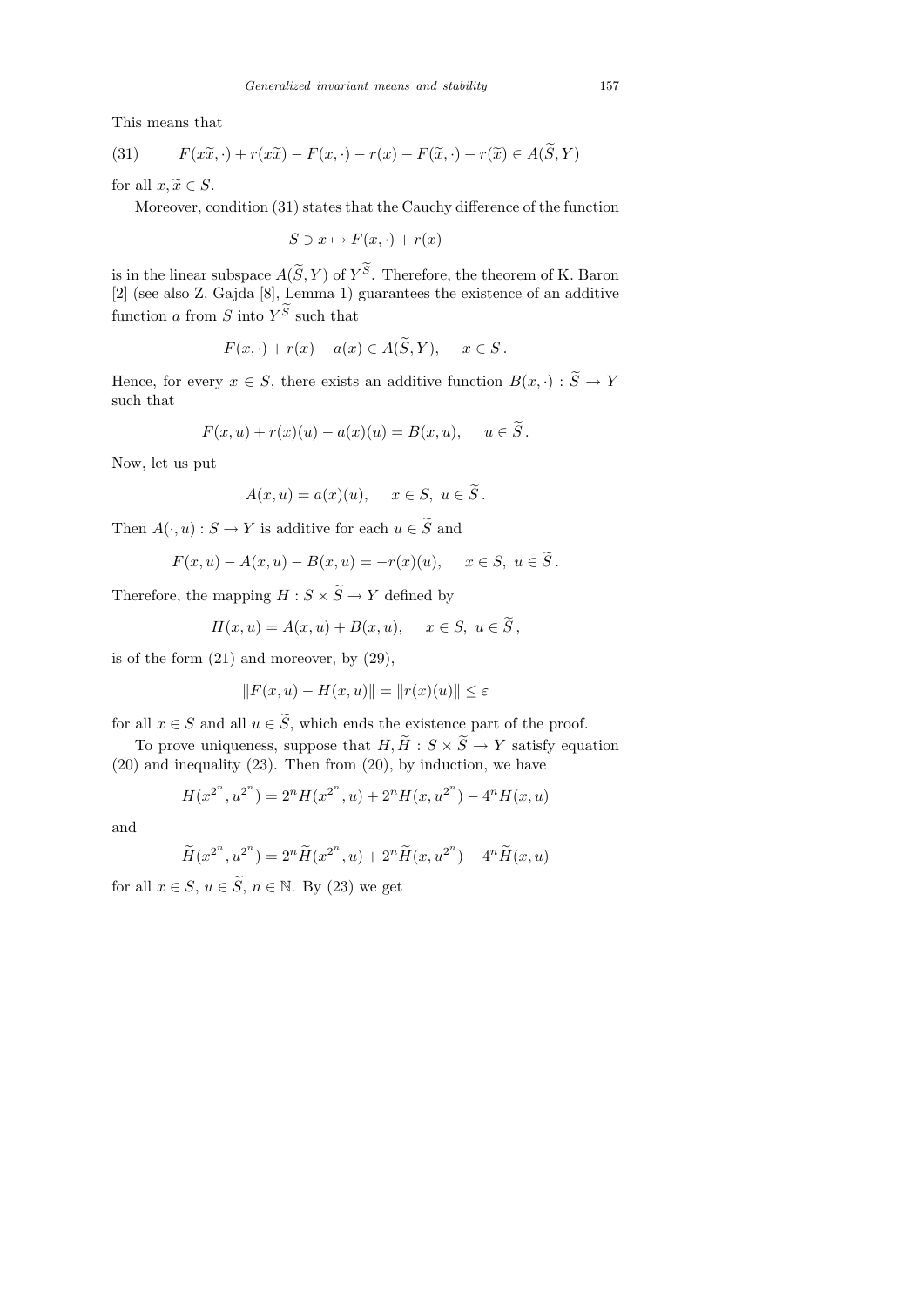This means that

$$F(x\widetilde{x},\cdot)+r(x\widetilde{x})-F(x,\cdot)-r(x)-F(\widetilde{x},\cdot)-r(\widetilde{x})\in A(\widetilde{S},Y) \tag{31}$$

for all $x,\widetilde{x}\in S$.

Moreover, condition (31) states that the Cauchy difference of the function

$$S\ni x\mapsto F(x,\cdot)+r(x)$$

is in the linear subspace $A(\widetilde{S},Y)$ of $Y^{\widetilde{S}}$. Therefore, the theorem of K. Baron [2] (see also Z. Gajda [8], Lemma 1) guarantees the existence of an additive function $a$ from $S$ into $Y^{\widetilde{S}}$ such that

$$F(x,\cdot)+r(x)-a(x)\in A(\widetilde{S},Y),\qquad x\in S\,.$$

Hence, for every $x\in S$, there exists an additive function $B(x,\cdot):\widetilde{S}\to Y$ such that

$$F(x,u)+r(x)(u)-a(x)(u)=B(x,u),\qquad u\in\widetilde{S}\,.$$

Now, let us put

$$A(x,u)=a(x)(u),\qquad x\in S,\ u\in\widetilde{S}\,.$$

Then $A(\cdot,u):S\to Y$ is additive for each $u\in\widetilde{S}$ and

$$F(x,u)-A(x,u)-B(x,u)=-r(x)(u),\qquad x\in S,\ u\in\widetilde{S}\,.$$

Therefore, the mapping $H:S\times\widetilde{S}\to Y$ defined by

$$H(x,u)=A(x,u)+B(x,u),\qquad x\in S,\ u\in\widetilde{S}\,,$$

is of the form (21) and moreover, by (29),

$$\|F(x,u)-H(x,u)\|=\|r(x)(u)\|\le\varepsilon$$

for all $x\in S$ and all $u\in\widetilde{S}$, which ends the existence part of the proof.

To prove uniqueness, suppose that $H,\widetilde{H}:S\times\widetilde{S}\to Y$ satisfy equation (20) and inequality (23). Then from (20), by induction, we have

$$H(x^{2^n},u^{2^n})=2^nH(x^{2^n},u)+2^nH(x,u^{2^n})-4^nH(x,u)$$

and

$$\widetilde{H}(x^{2^n},u^{2^n})=2^n\widetilde{H}(x^{2^n},u)+2^n\widetilde{H}(x,u^{2^n})-4^n\widetilde{H}(x,u)$$

for all $x\in S$, $u\in\widetilde{S}$, $n\in\mathbb{N}$. By (23) we get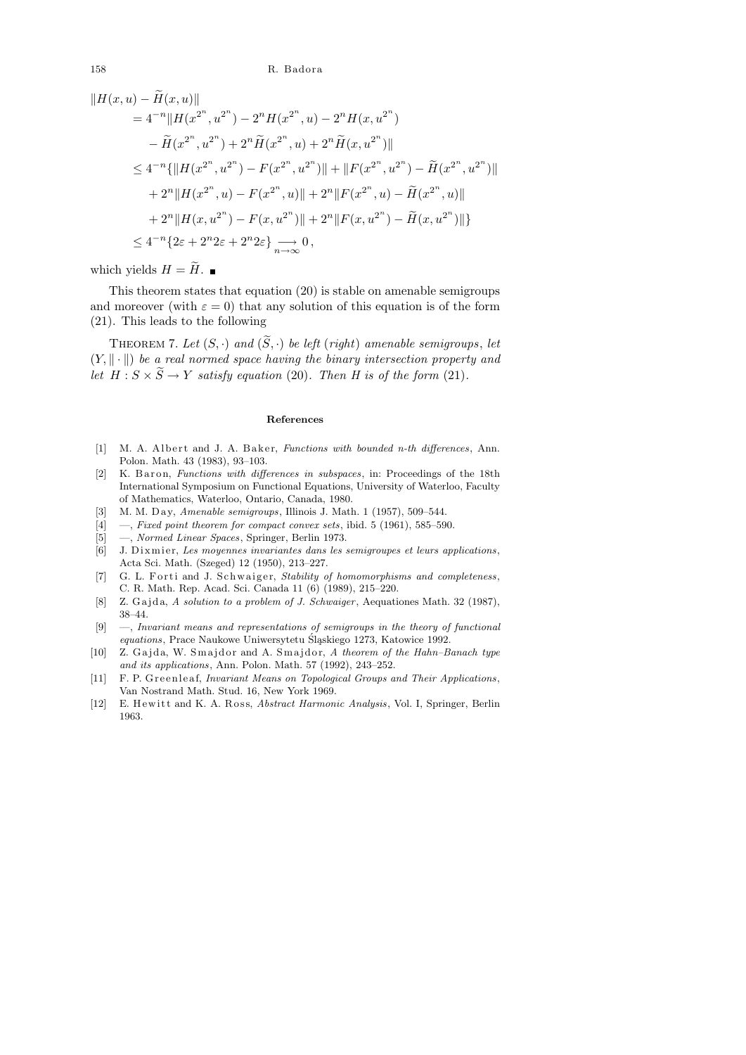$$
\begin{aligned}
\|H(x,u) - \widetilde{H}(x,u)\|
&= 4^{-n}\|H(x^{2^n},u^{2^n}) - 2^n H(x^{2^n},u) - 2^n H(x,u^{2^n}) \\
&\quad - \widetilde{H}(x^{2^n},u^{2^n}) + 2^n\widetilde{H}(x^{2^n},u) + 2^n\widetilde{H}(x,u^{2^n})\| \\
&\le 4^{-n}\{\|H(x^{2^n},u^{2^n}) - F(x^{2^n},u^{2^n})\| + \|F(x^{2^n},u^{2^n}) - \widetilde{H}(x^{2^n},u^{2^n})\| \\
&\quad + 2^n\|H(x^{2^n},u) - F(x^{2^n},u)\| + 2^n\|F(x^{2^n},u) - \widetilde{H}(x^{2^n},u)\| \\
&\quad + 2^n\|H(x,u^{2^n}) - F(x,u^{2^n})\| + 2^n\|F(x,u^{2^n}) - \widetilde{H}(x,u^{2^n})\|\} \\
&\le 4^{-n}\{2\varepsilon + 2^n 2\varepsilon + 2^n 2\varepsilon\} \underset{n\to\infty}{\longrightarrow} 0\,,
\end{aligned}
$$

which yields $H = \widetilde{H}$. ■

This theorem states that equation (20) is stable on amenable semigroups and moreover (with $\varepsilon = 0$) that any solution of this equation is of the form (21). This leads to the following

THEOREM 7. *Let* $(S,\cdot)$ *and* $(\widetilde{S},\cdot)$ *be left* (*right*) *amenable semigroups*, *let* $(Y,\|\cdot\|)$ *be a real normed space having the binary intersection property and let* $H : S \times \widetilde{S} \to Y$ *satisfy equation* (20). *Then* $H$ *is of the form* (21).

## References

[1] M. A. Albert and J. A. Baker, *Functions with bounded n-th differences*, Ann. Polon. Math. 43 (1983), 93–103.

[2] K. Baron, *Functions with differences in subspaces*, in: Proceedings of the 18th International Symposium on Functional Equations, University of Waterloo, Faculty of Mathematics, Waterloo, Ontario, Canada, 1980.

[3] M. M. Day, *Amenable semigroups*, Illinois J. Math. 1 (1957), 509–544.

[4] —, *Fixed point theorem for compact convex sets*, ibid. 5 (1961), 585–590.

[5] —, *Normed Linear Spaces*, Springer, Berlin 1973.

[6] J. Dixmier, *Les moyennes invariantes dans les semigroupes et leurs applications*, Acta Sci. Math. (Szeged) 12 (1950), 213–227.

[7] G. L. Forti and J. Schwaiger, *Stability of homomorphisms and completeness*, C. R. Math. Rep. Acad. Sci. Canada 11 (6) (1989), 215–220.

[8] Z. Gajda, *A solution to a problem of J. Schwaiger*, Aequationes Math. 32 (1987), 38–44.

[9] —, *Invariant means and representations of semigroups in the theory of functional equations*, Prace Naukowe Uniwersytetu Śląskiego 1273, Katowice 1992.

[10] Z. Gajda, W. Smajdor and A. Smajdor, *A theorem of the Hahn–Banach type and its applications*, Ann. Polon. Math. 57 (1992), 243–252.

[11] F. P. Greenleaf, *Invariant Means on Topological Groups and Their Applications*, Van Nostrand Math. Stud. 16, New York 1969.

[12] E. Hewitt and K. A. Ross, *Abstract Harmonic Analysis*, Vol. I, Springer, Berlin 1963.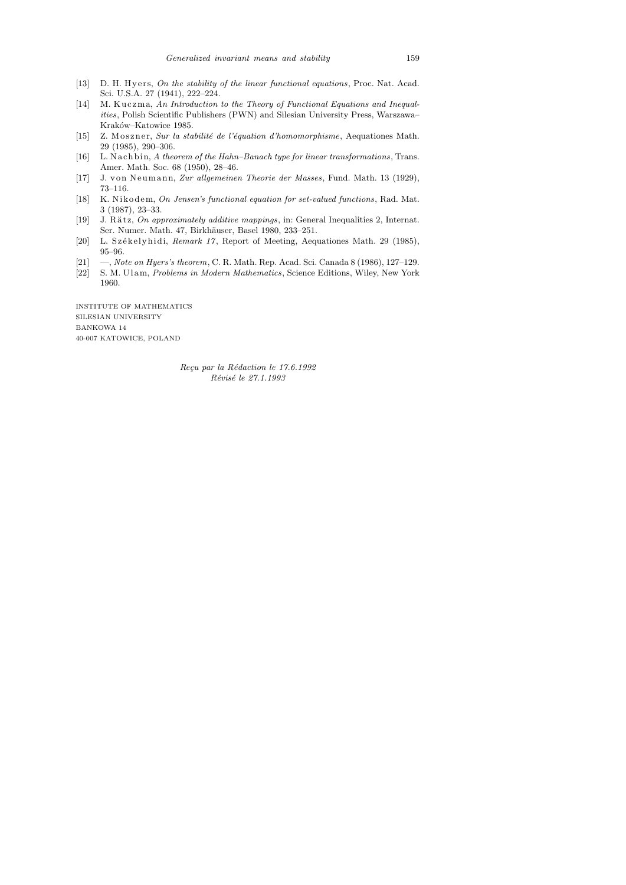[13] D. H. Hyers, *On the stability of the linear functional equations*, Proc. Nat. Acad. Sci. U.S.A. 27 (1941), 222–224.

[14] M. Kuczma, *An Introduction to the Theory of Functional Equations and Inequalities*, Polish Scientific Publishers (PWN) and Silesian University Press, Warszawa–Kraków–Katowice 1985.

[15] Z. Moszner, *Sur la stabilité de l'équation d'homomorphisme*, Aequationes Math. 29 (1985), 290–306.

[16] L. Nachbin, *A theorem of the Hahn–Banach type for linear transformations*, Trans. Amer. Math. Soc. 68 (1950), 28–46.

[17] J. von Neumann, *Zur allgemeinen Theorie der Masses*, Fund. Math. 13 (1929), 73–116.

[18] K. Nikodem, *On Jensen's functional equation for set-valued functions*, Rad. Mat. 3 (1987), 23–33.

[19] J. Rätz, *On approximately additive mappings*, in: General Inequalities 2, Internat. Ser. Numer. Math. 47, Birkhäuser, Basel 1980, 233–251.

[20] L. Székelyhidi, *Remark 17*, Report of Meeting, Aequationes Math. 29 (1985), 95–96.

[21] —, *Note on Hyers's theorem*, C. R. Math. Rep. Acad. Sci. Canada 8 (1986), 127–129.

[22] S. M. Ulam, *Problems in Modern Mathematics*, Science Editions, Wiley, New York 1960.

INSTITUTE OF MATHEMATICS
SILESIAN UNIVERSITY
BANKOWA 14
40-007 KATOWICE, POLAND

*Reçu par la Rédaction le 17.6.1992*
*Révisé le 27.1.1993*